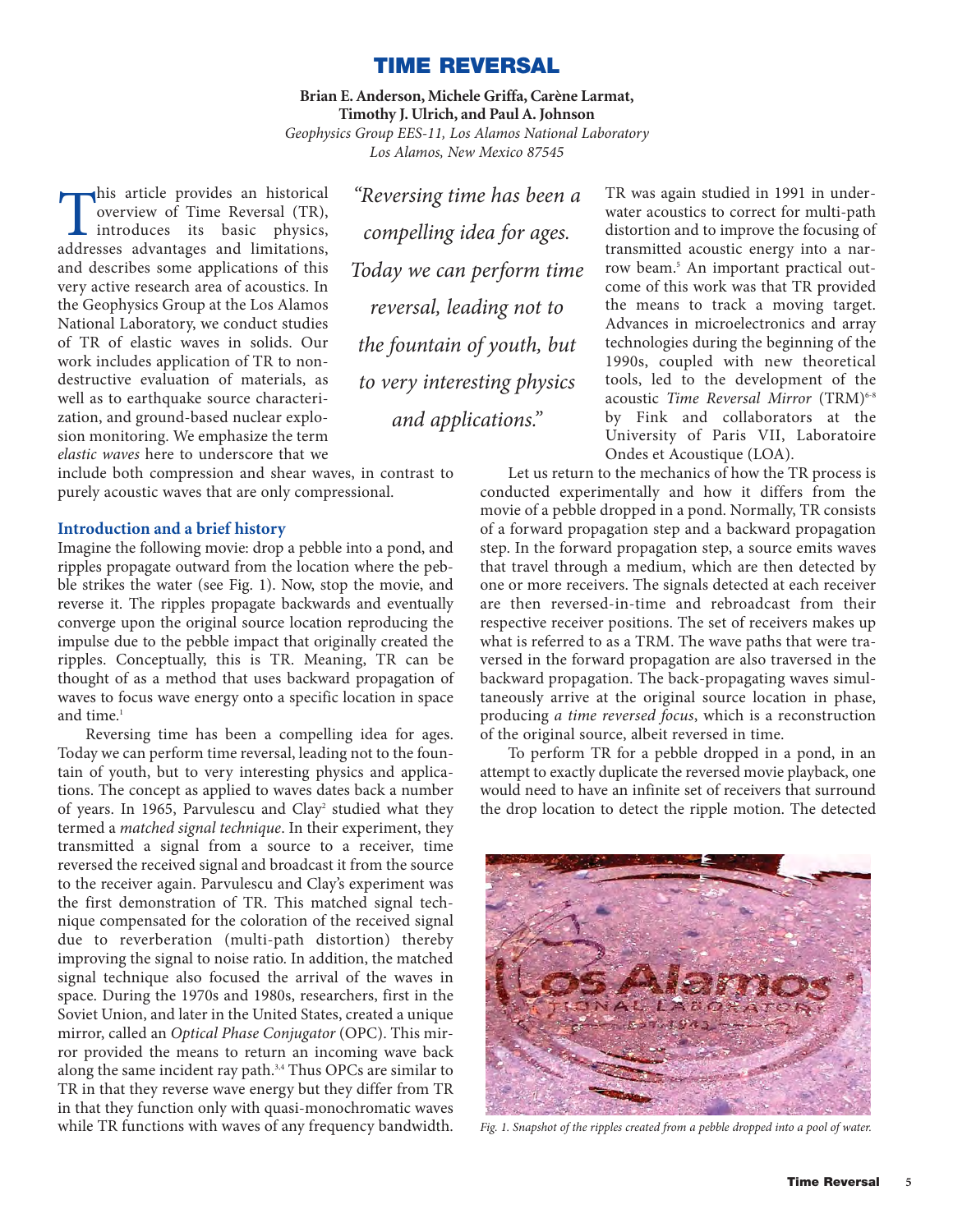# TIME REVERSAL

**Brian E. Anderson, Michele Griffa, Carène Larmat, Timothy J. Ulrich, and Paul A. Johnson**

*Geophysics Group EES-11, Los Alamos National Laboratory*
*Los Alamos, New Mexico 87545*

This article provides an historical overview of Time Reversal (TR), introduces its basic physics, addresses advantages and limitations, and describes some applications of this very active research area of acoustics. In the Geophysics Group at the Los Alamos National Laboratory, we conduct studies of TR of elastic waves in solids. Our work includes application of TR to non-destructive evaluation of materials, as well as to earthquake source characterization, and ground-based nuclear explosion monitoring. We emphasize the term *elastic waves* here to underscore that we include both compression and shear waves, in contrast to purely acoustic waves that are only compressional.

> *"Reversing time has been a compelling idea for ages. Today we can perform time reversal, leading not to the fountain of youth, but to very interesting physics and applications."*

## Introduction and a brief history

Imagine the following movie: drop a pebble into a pond, and ripples propagate outward from the location where the pebble strikes the water (see Fig. 1). Now, stop the movie, and reverse it. The ripples propagate backwards and eventually converge upon the original source location reproducing the impulse due to the pebble impact that originally created the ripples. Conceptually, this is TR. Meaning, TR can be thought of as a method that uses backward propagation of waves to focus wave energy onto a specific location in space and time.[1]

Reversing time has been a compelling idea for ages. Today we can perform time reversal, leading not to the fountain of youth, but to very interesting physics and applications. The concept as applied to waves dates back a number of years. In 1965, Parvulescu and Clay[2] studied what they termed a *matched signal technique*. In their experiment, they transmitted a signal from a source to a receiver, time reversed the received signal and broadcast it from the source to the receiver again. Parvulescu and Clay's experiment was the first demonstration of TR. This matched signal technique compensated for the coloration of the received signal due to reverberation (multi-path distortion) thereby improving the signal to noise ratio. In addition, the matched signal technique also focused the arrival of the waves in space. During the 1970s and 1980s, researchers, first in the Soviet Union, and later in the United States, created a unique mirror, called an *Optical Phase Conjugator* (OPC). This mirror provided the means to return an incoming wave back along the same incident ray path.[3,4] Thus OPCs are similar to TR in that they reverse wave energy but they differ from TR in that they function only with quasi-monochromatic waves while TR functions with waves of any frequency bandwidth. TR was again studied in 1991 in underwater acoustics to correct for multi-path distortion and to improve the focusing of transmitted acoustic energy into a narrow beam.[5] An important practical outcome of this work was that TR provided the means to track a moving target. Advances in microelectronics and array technologies during the beginning of the 1990s, coupled with new theoretical tools, led to the development of the acoustic *Time Reversal Mirror* (TRM)[6-8] by Fink and collaborators at the University of Paris VII, Laboratoire Ondes et Acoustique (LOA).

Let us return to the mechanics of how the TR process is conducted experimentally and how it differs from the movie of a pebble dropped in a pond. Normally, TR consists of a forward propagation step and a backward propagation step. In the forward propagation step, a source emits waves that travel through a medium, which are then detected by one or more receivers. The signals detected at each receiver are then reversed-in-time and rebroadcast from their respective receiver positions. The set of receivers makes up what is referred to as a TRM. The wave paths that were traversed in the forward propagation are also traversed in the backward propagation. The back-propagating waves simultaneously arrive at the original source location in phase, producing *a time reversed focus*, which is a reconstruction of the original source, albeit reversed in time.

To perform TR for a pebble dropped in a pond, in an attempt to exactly duplicate the reversed movie playback, one would need to have an infinite set of receivers that surround the drop location to detect the ripple motion. The detected

*Fig. 1. Snapshot of the ripples created from a pebble dropped into a pool of water.*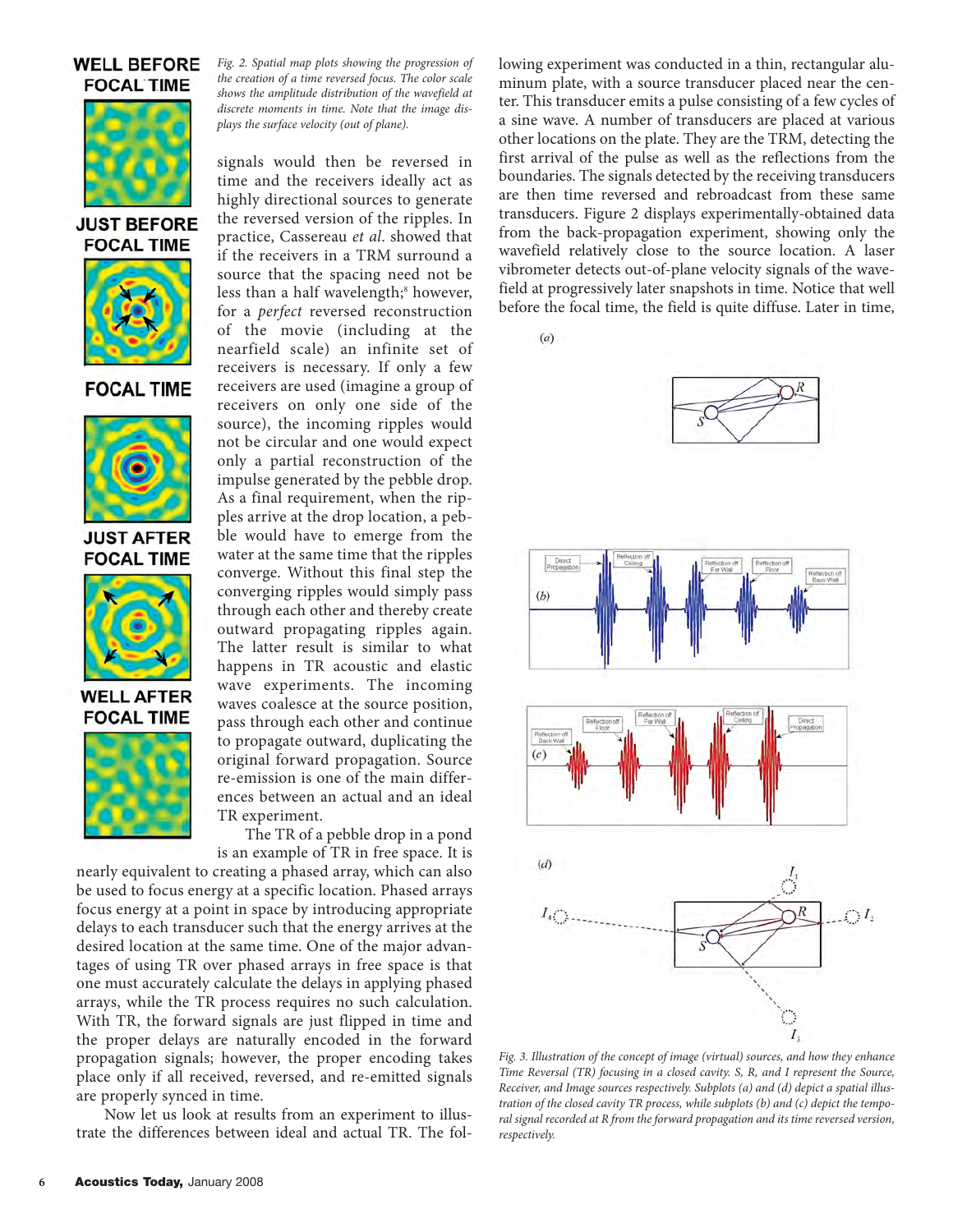WELL BEFORE FOCAL TIME

JUST BEFORE FOCAL TIME

FOCAL TIME

JUST AFTER FOCAL TIME

WELL AFTER FOCAL TIME

*Fig. 2. Spatial map plots showing the progression of the creation of a time reversed focus. The color scale shows the amplitude distribution of the wavefield at discrete moments in time. Note that the image displays the surface velocity (out of plane).*

signals would then be reversed in time and the receivers ideally act as highly directional sources to generate the reversed version of the ripples. In practice, Cassereau *et al.* showed that if the receivers in a TRM surround a source that the spacing need not be less than a half wavelength;[8] however, for a *perfect* reversed reconstruction of the movie (including at the nearfield scale) an infinite set of receivers is necessary. If only a few receivers are used (imagine a group of receivers on only one side of the source), the incoming ripples would not be circular and one would expect only a partial reconstruction of the impulse generated by the pebble drop. As a final requirement, when the ripples arrive at the drop location, a pebble would have to emerge from the water at the same time that the ripples converge. Without this final step the converging ripples would simply pass through each other and thereby create outward propagating ripples again. The latter result is similar to what happens in TR acoustic and elastic wave experiments. The incoming waves coalesce at the source position, pass through each other and continue to propagate outward, duplicating the original forward propagation. Source re-emission is one of the main differences between an actual and an ideal TR experiment.

The TR of a pebble drop in a pond is an example of TR in free space. It is nearly equivalent to creating a phased array, which can also be used to focus energy at a specific location. Phased arrays focus energy at a point in space by introducing appropriate delays to each transducer such that the energy arrives at the desired location at the same time. One of the major advantages of using TR over phased arrays in free space is that one must accurately calculate the delays in applying phased arrays, while the TR process requires no such calculation. With TR, the forward signals are just flipped in time and the proper delays are naturally encoded in the forward propagation signals; however, the proper encoding takes place only if all received, reversed, and re-emitted signals are properly synced in time.

Now let us look at results from an experiment to illustrate the differences between ideal and actual TR. The following experiment was conducted in a thin, rectangular aluminum plate, with a source transducer placed near the center. This transducer emits a pulse consisting of a few cycles of a sine wave. A number of transducers are placed at various other locations on the plate. They are the TRM, detecting the first arrival of the pulse as well as the reflections from the boundaries. The signals detected by the receiving transducers are then time reversed and rebroadcast from these same transducers. Figure 2 displays experimentally-obtained data from the back-propagation experiment, showing only the wavefield relatively close to the source location. A laser vibrometer detects out-of-plane velocity signals of the wavefield at progressively later snapshots in time. Notice that well before the focal time, the field is quite diffuse. Later in time,

(a)

R

S

Direct Propagation

Reflection off Ceiling

Reflection off Far Wall

Reflection off Floor

Reflection off Back Wall

(b)

Reflection off Back Wall

Reflection off Floor

Reflection off Far Wall

Reflection off Ceiling

Direct Propagation

(c)

(d)

$I_1$

$I_4$

R

$I_2$

S

$I_3$

*Fig. 3. Illustration of the concept of image (virtual) sources, and how they enhance Time Reversal (TR) focusing in a closed cavity. S, R, and I represent the Source, Receiver, and Image sources respectively. Subplots (a) and (d) depict a spatial illustration of the closed cavity TR process, while subplots (b) and (c) depict the temporal signal recorded at R from the forward propagation and its time reversed version, respectively.*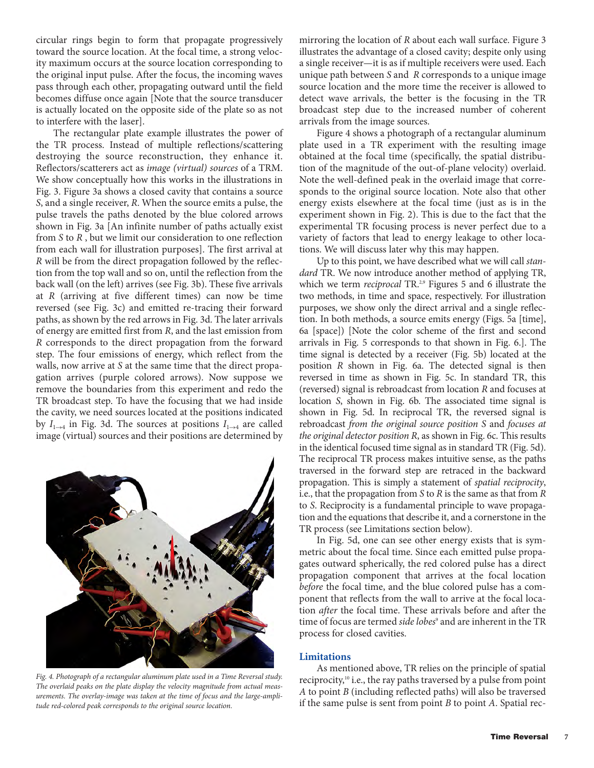circular rings begin to form that propagate progressively toward the source location. At the focal time, a strong velocity maximum occurs at the source location corresponding to the original input pulse. After the focus, the incoming waves pass through each other, propagating outward until the field becomes diffuse once again [Note that the source transducer is actually located on the opposite side of the plate so as not to interfere with the laser].

The rectangular plate example illustrates the power of the TR process. Instead of multiple reflections/scattering destroying the source reconstruction, they enhance it. Reflectors/scatterers act as *image (virtual) sources* of a TRM. We show conceptually how this works in the illustrations in Fig. 3. Figure 3a shows a closed cavity that contains a source *S*, and a single receiver, *R*. When the source emits a pulse, the pulse travels the paths denoted by the blue colored arrows shown in Fig. 3a [An infinite number of paths actually exist from *S* to *R* , but we limit our consideration to one reflection from each wall for illustration purposes]. The first arrival at *R* will be from the direct propagation followed by the reflection from the top wall and so on, until the reflection from the back wall (on the left) arrives (see Fig. 3b). These five arrivals at *R* (arriving at five different times) can now be time reversed (see Fig. 3c) and emitted re-tracing their forward paths, as shown by the red arrows in Fig. 3d. The later arrivals of energy are emitted first from *R*, and the last emission from *R* corresponds to the direct propagation from the forward step. The four emissions of energy, which reflect from the walls, now arrive at *S* at the same time that the direct propagation arrives (purple colored arrows). Now suppose we remove the boundaries from this experiment and redo the TR broadcast step. To have the focusing that we had inside the cavity, we need sources located at the positions indicated by $I_{1\to 4}$ in Fig. 3d. The sources at positions $I_{1\to 4}$ are called image (virtual) sources and their positions are determined by mirroring the location of *R* about each wall surface. Figure 3 illustrates the advantage of a closed cavity; despite only using a single receiver—it is as if multiple receivers were used. Each unique path between *S* and *R* corresponds to a unique image source location and the more time the receiver is allowed to detect wave arrivals, the better is the focusing in the TR broadcast step due to the increased number of coherent arrivals from the image sources.

Figure 4 shows a photograph of a rectangular aluminum plate used in a TR experiment with the resulting image obtained at the focal time (specifically, the spatial distribution of the magnitude of the out-of-plane velocity) overlaid. Note the well-defined peak in the overlaid image that corresponds to the original source location. Note also that other energy exists elsewhere at the focal time (just as is in the experiment shown in Fig. 2). This is due to the fact that the experimental TR focusing process is never perfect due to a variety of factors that lead to energy leakage to other locations. We will discuss later why this may happen.

*Fig. 4. Photograph of a rectangular aluminum plate used in a Time Reversal study. The overlaid peaks on the plate display the velocity magnitude from actual measurements. The overlay-image was taken at the time of focus and the large-amplitude red-colored peak corresponds to the original source location.*

Up to this point, we have described what we will call *standard* TR. We now introduce another method of applying TR, which we term *reciprocal* TR.[2,9] Figures 5 and 6 illustrate the two methods, in time and space, respectively. For illustration purposes, we show only the direct arrival and a single reflection. In both methods, a source emits energy (Figs. 5a [time], 6a [space]) [Note the color scheme of the first and second arrivals in Fig. 5 corresponds to that shown in Fig. 6.]. The time signal is detected by a receiver (Fig. 5b) located at the position *R* shown in Fig. 6a. The detected signal is then reversed in time as shown in Fig. 5c. In standard TR, this (reversed) signal is rebroadcast from location *R* and focuses at location *S*, shown in Fig. 6b. The associated time signal is shown in Fig. 5d. In reciprocal TR, the reversed signal is rebroadcast *from the original source position S* and *focuses at the original detector position R*, as shown in Fig. 6c. This results in the identical focused time signal as in standard TR (Fig. 5d). The reciprocal TR process makes intuitive sense, as the paths traversed in the forward step are retraced in the backward propagation. This is simply a statement of *spatial reciprocity*, i.e., that the propagation from *S* to *R* is the same as that from *R* to *S*. Reciprocity is a fundamental principle to wave propagation and the equations that describe it, and a cornerstone in the TR process (see Limitations section below).

In Fig. 5d, one can see other energy exists that is symmetric about the focal time. Since each emitted pulse propagates outward spherically, the red colored pulse has a direct propagation component that arrives at the focal location *before* the focal time, and the blue colored pulse has a component that reflects from the wall to arrive at the focal location *after* the focal time. These arrivals before and after the time of focus are termed *side lobes*[9] and are inherent in the TR process for closed cavities.

## Limitations

As mentioned above, TR relies on the principle of spatial reciprocity,[10] i.e., the ray paths traversed by a pulse from point *A* to point *B* (including reflected paths) will also be traversed if the same pulse is sent from point *B* to point *A*. Spatial rec-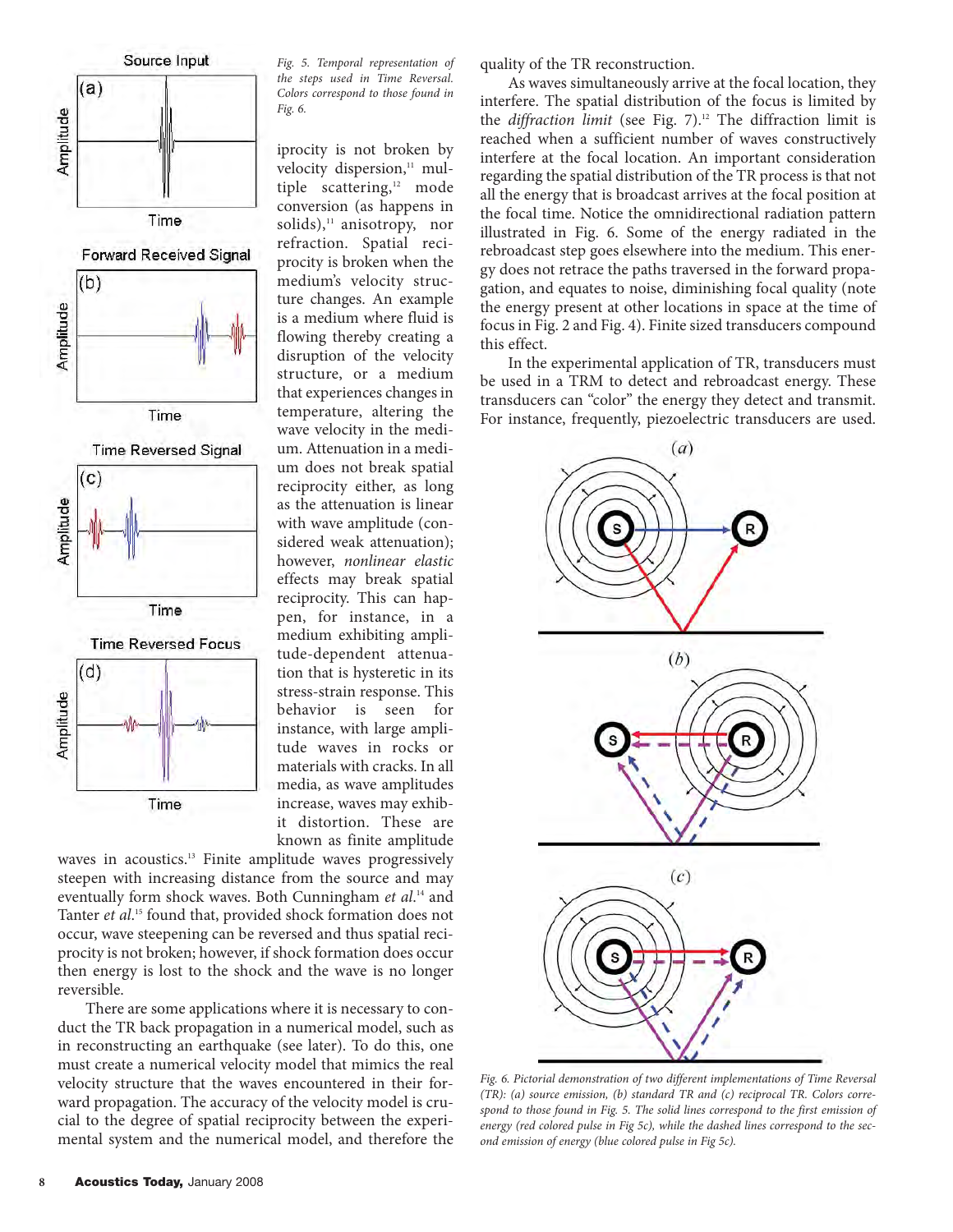*Fig. 5. Temporal representation of the steps used in Time Reversal. Colors correspond to those found in Fig. 6.*

iprocity is not broken by velocity dispersion,[11] multiple scattering,[12] mode conversion (as happens in solids),[11] anisotropy, nor refraction. Spatial reciprocity is broken when the medium's velocity structure changes. An example is a medium where fluid is flowing thereby creating a disruption of the velocity structure, or a medium that experiences changes in temperature, altering the wave velocity in the medium. Attenuation in a medium does not break spatial reciprocity either, as long as the attenuation is linear with wave amplitude (considered weak attenuation); however, *nonlinear elastic* effects may break spatial reciprocity. This can happen, for instance, in a medium exhibiting amplitude-dependent attenuation that is hysteretic in its stress-strain response. This behavior is seen for instance, with large amplitude waves in rocks or materials with cracks. In all media, as wave amplitudes increase, waves may exhibit distortion. These are known as finite amplitude waves in acoustics.[13] Finite amplitude waves progressively steepen with increasing distance from the source and may eventually form shock waves. Both Cunningham *et al.*[14] and Tanter *et al.*[15] found that, provided shock formation does not occur, wave steepening can be reversed and thus spatial reciprocity is not broken; however, if shock formation does occur then energy is lost to the shock and the wave is no longer reversible.

There are some applications where it is necessary to conduct the TR back propagation in a numerical model, such as in reconstructing an earthquake (see later). To do this, one must create a numerical velocity model that mimics the real velocity structure that the waves encountered in their forward propagation. The accuracy of the velocity model is crucial to the degree of spatial reciprocity between the experimental system and the numerical model, and therefore the quality of the TR reconstruction.

As waves simultaneously arrive at the focal location, they interfere. The spatial distribution of the focus is limited by the *diffraction limit* (see Fig. 7).[12] The diffraction limit is reached when a sufficient number of waves constructively interfere at the focal location. An important consideration regarding the spatial distribution of the TR process is that not all the energy that is broadcast arrives at the focal position at the focal time. Notice the omnidirectional radiation pattern illustrated in Fig. 6. Some of the energy radiated in the rebroadcast step goes elsewhere into the medium. This energy does not retrace the paths traversed in the forward propagation, and equates to noise, diminishing focal quality (note the energy present at other locations in space at the time of focus in Fig. 2 and Fig. 4). Finite sized transducers compound this effect.

In the experimental application of TR, transducers must be used in a TRM to detect and rebroadcast energy. These transducers can "color" the energy they detect and transmit. For instance, frequently, piezoelectric transducers are used.

*Fig. 6. Pictorial demonstration of two different implementations of Time Reversal (TR): (a) source emission, (b) standard TR and (c) reciprocal TR. Colors correspond to those found in Fig. 5. The solid lines correspond to the first emission of energy (red colored pulse in Fig 5c), while the dashed lines correspond to the second emission of energy (blue colored pulse in Fig 5c).*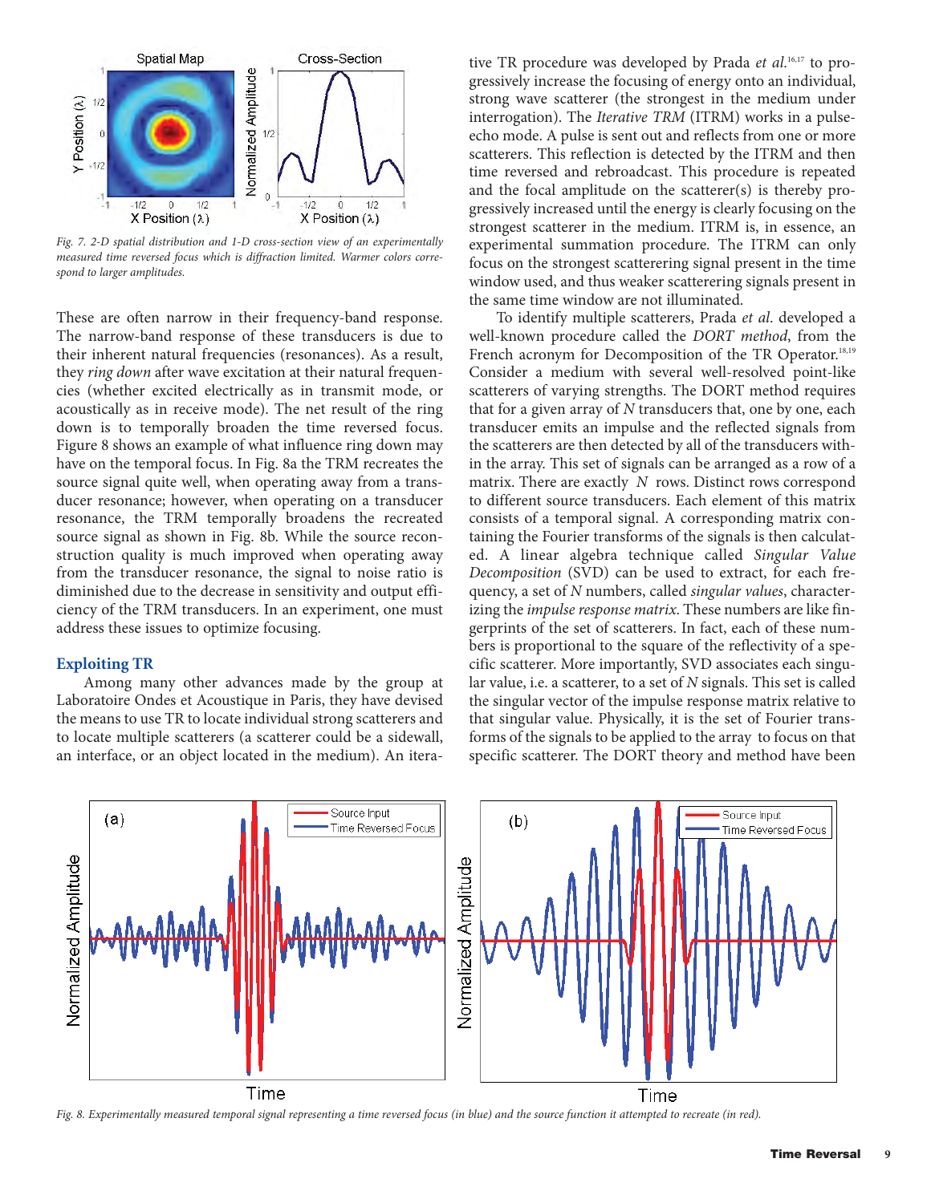Fig. 7. 2-D spatial distribution and 1-D cross-section view of an experimentally measured time reversed focus which is diffraction limited. Warmer colors correspond to larger amplitudes.

These are often narrow in their frequency-band response. The narrow-band response of these transducers is due to their inherent natural frequencies (resonances). As a result, they *ring down* after wave excitation at their natural frequencies (whether excited electrically as in transmit mode, or acoustically as in receive mode). The net result of the ring down is to temporally broaden the time reversed focus. Figure 8 shows an example of what influence ring down may have on the temporal focus. In Fig. 8a the TRM recreates the source signal quite well, when operating away from a transducer resonance; however, when operating on a transducer resonance, the TRM temporally broadens the recreated source signal as shown in Fig. 8b. While the source reconstruction quality is much improved when operating away from the transducer resonance, the signal to noise ratio is diminished due to the decrease in sensitivity and output efficiency of the TRM transducers. In an experiment, one must address these issues to optimize focusing.

## Exploiting TR

Among many other advances made by the group at Laboratoire Ondes et Acoustique in Paris, they have devised the means to use TR to locate individual strong scatterers and to locate multiple scatterers (a scatterer could be a sidewall, an interface, or an object located in the medium). An iterative TR procedure was developed by Prada *et al.*[16,17] to progressively increase the focusing of energy onto an individual, strong wave scatterer (the strongest in the medium under interrogation). The *Iterative TRM* (ITRM) works in a pulse-echo mode. A pulse is sent out and reflects from one or more scatterers. This reflection is detected by the ITRM and then time reversed and rebroadcast. This procedure is repeated and the focal amplitude on the scatterer(s) is thereby progressively increased until the energy is clearly focusing on the strongest scatterer in the medium. ITRM is, in essence, an experimental summation procedure. The ITRM can only focus on the strongest scatterering signal present in the time window used, and thus weaker scatterering signals present in the same time window are not illuminated.

To identify multiple scatterers, Prada *et al*. developed a well-known procedure called the *DORT method*, from the French acronym for Decomposition of the TR Operator.[18,19] Consider a medium with several well-resolved point-like scatterers of varying strengths. The DORT method requires that for a given array of $N$ transducers that, one by one, each transducer emits an impulse and the reflected signals from the scatterers are then detected by all of the transducers within the array. This set of signals can be arranged as a row of a matrix. There are exactly $N$ rows. Distinct rows correspond to different source transducers. Each element of this matrix consists of a temporal signal. A corresponding matrix containing the Fourier transforms of the signals is then calculated. A linear algebra technique called *Singular Value Decomposition* (SVD) can be used to extract, for each frequency, a set of $N$ numbers, called *singular values*, characterizing the *impulse response matrix*. These numbers are like fingerprints of the set of scatterers. In fact, each of these numbers is proportional to the square of the reflectivity of a specific scatterer. More importantly, SVD associates each singular value, i.e. a scatterer, to a set of $N$ signals. This set is called the singular vector of the impulse response matrix relative to that singular value. Physically, it is the set of Fourier transforms of the signals to be applied to the array to focus on that specific scatterer. The DORT theory and method have been

Fig. 8. Experimentally measured temporal signal representing a time reversed focus (in blue) and the source function it attempted to recreate (in red).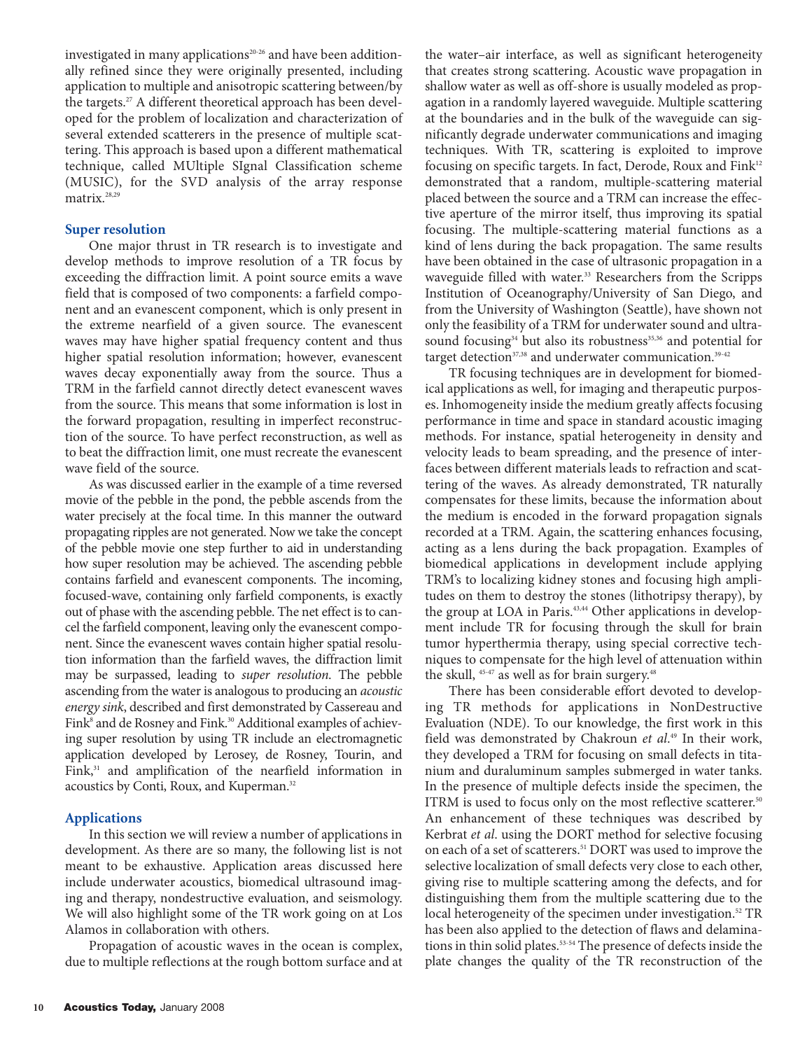investigated in many applications[20-26] and have been additionally refined since they were originally presented, including application to multiple and anisotropic scattering between/by the targets.[27] A different theoretical approach has been developed for the problem of localization and characterization of several extended scatterers in the presence of multiple scattering. This approach is based upon a different mathematical technique, called MUltiple SIgnal Classification scheme (MUSIC), for the SVD analysis of the array response matrix.[28,29]

## Super resolution

One major thrust in TR research is to investigate and develop methods to improve resolution of a TR focus by exceeding the diffraction limit. A point source emits a wave field that is composed of two components: a farfield component and an evanescent component, which is only present in the extreme nearfield of a given source. The evanescent waves may have higher spatial frequency content and thus higher spatial resolution information; however, evanescent waves decay exponentially away from the source. Thus a TRM in the farfield cannot directly detect evanescent waves from the source. This means that some information is lost in the forward propagation, resulting in imperfect reconstruction of the source. To have perfect reconstruction, as well as to beat the diffraction limit, one must recreate the evanescent wave field of the source.

As was discussed earlier in the example of a time reversed movie of the pebble in the pond, the pebble ascends from the water precisely at the focal time. In this manner the outward propagating ripples are not generated. Now we take the concept of the pebble movie one step further to aid in understanding how super resolution may be achieved. The ascending pebble contains farfield and evanescent components. The incoming, focused-wave, containing only farfield components, is exactly out of phase with the ascending pebble. The net effect is to cancel the farfield component, leaving only the evanescent component. Since the evanescent waves contain higher spatial resolution information than the farfield waves, the diffraction limit may be surpassed, leading to *super resolution.* The pebble ascending from the water is analogous to producing an *acoustic energy sink*, described and first demonstrated by Cassereau and Fink[8] and de Rosney and Fink.[30] Additional examples of achieving super resolution by using TR include an electromagnetic application developed by Lerosey, de Rosney, Tourin, and Fink,[31] and amplification of the nearfield information in acoustics by Conti, Roux, and Kuperman.[32]

## Applications

In this section we will review a number of applications in development. As there are so many, the following list is not meant to be exhaustive. Application areas discussed here include underwater acoustics, biomedical ultrasound imaging and therapy, nondestructive evaluation, and seismology. We will also highlight some of the TR work going on at Los Alamos in collaboration with others.

Propagation of acoustic waves in the ocean is complex, due to multiple reflections at the rough bottom surface and at the water–air interface, as well as significant heterogeneity that creates strong scattering. Acoustic wave propagation in shallow water as well as off-shore is usually modeled as propagation in a randomly layered waveguide. Multiple scattering at the boundaries and in the bulk of the waveguide can significantly degrade underwater communications and imaging techniques. With TR, scattering is exploited to improve focusing on specific targets. In fact, Derode, Roux and Fink[12] demonstrated that a random, multiple-scattering material placed between the source and a TRM can increase the effective aperture of the mirror itself, thus improving its spatial focusing. The multiple-scattering material functions as a kind of lens during the back propagation. The same results have been obtained in the case of ultrasonic propagation in a waveguide filled with water.[33] Researchers from the Scripps Institution of Oceanography/University of San Diego, and from the University of Washington (Seattle), have shown not only the feasibility of a TRM for underwater sound and ultrasound focusing[34] but also its robustness[35,36] and potential for target detection[37,38] and underwater communication.[39-42]

TR focusing techniques are in development for biomedical applications as well, for imaging and therapeutic purposes. Inhomogeneity inside the medium greatly affects focusing performance in time and space in standard acoustic imaging methods. For instance, spatial heterogeneity in density and velocity leads to beam spreading, and the presence of interfaces between different materials leads to refraction and scattering of the waves. As already demonstrated, TR naturally compensates for these limits, because the information about the medium is encoded in the forward propagation signals recorded at a TRM. Again, the scattering enhances focusing, acting as a lens during the back propagation. Examples of biomedical applications in development include applying TRM's to localizing kidney stones and focusing high amplitudes on them to destroy the stones (lithotripsy therapy), by the group at LOA in Paris.[43,44] Other applications in development include TR for focusing through the skull for brain tumor hyperthermia therapy, using special corrective techniques to compensate for the high level of attenuation within the skull,[45-47] as well as for brain surgery.[48]

There has been considerable effort devoted to developing TR methods for applications in NonDestructive Evaluation (NDE). To our knowledge, the first work in this field was demonstrated by Chakroun *et al*.[49] In their work, they developed a TRM for focusing on small defects in titanium and duraluminum samples submerged in water tanks. In the presence of multiple defects inside the specimen, the ITRM is used to focus only on the most reflective scatterer.[50] An enhancement of these techniques was described by Kerbrat *et al*. using the DORT method for selective focusing on each of a set of scatterers.[51] DORT was used to improve the selective localization of small defects very close to each other, giving rise to multiple scattering among the defects, and for distinguishing them from the multiple scattering due to the local heterogeneity of the specimen under investigation.[52] TR has been also applied to the detection of flaws and delaminations in thin solid plates.[53-54] The presence of defects inside the plate changes the quality of the TR reconstruction of the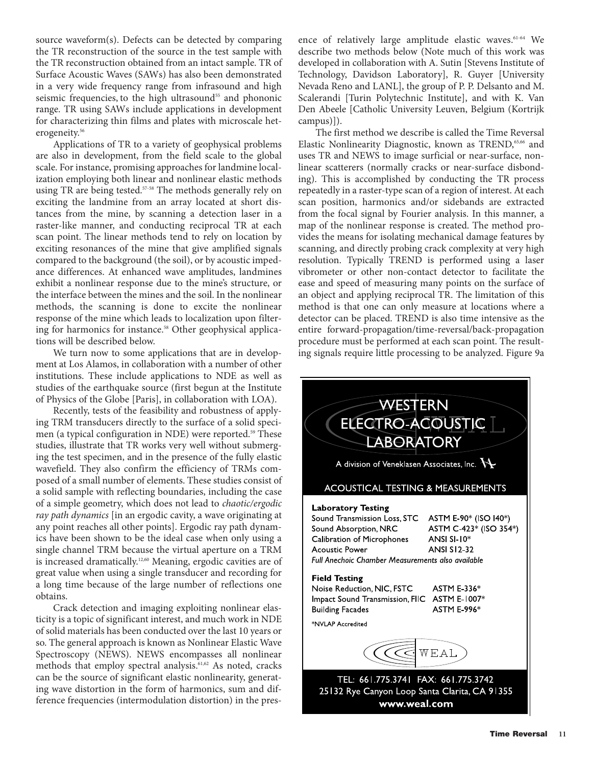source waveform(s). Defects can be detected by comparing the TR reconstruction of the source in the test sample with the TR reconstruction obtained from an intact sample. TR of Surface Acoustic Waves (SAWs) has also been demonstrated in a very wide frequency range from infrasound and high seismic frequencies, to the high ultrasound[55] and phononic range. TR using SAWs include applications in development for characterizing thin films and plates with microscale heterogeneity.[56]

Applications of TR to a variety of geophysical problems are also in development, from the field scale to the global scale. For instance, promising approaches for landmine localization employing both linear and nonlinear elastic methods using TR are being tested.[57-58] The methods generally rely on exciting the landmine from an array located at short distances from the mine, by scanning a detection laser in a raster-like manner, and conducting reciprocal TR at each scan point. The linear methods tend to rely on location by exciting resonances of the mine that give amplified signals compared to the background (the soil), or by acoustic impedance differences. At enhanced wave amplitudes, landmines exhibit a nonlinear response due to the mine's structure, or the interface between the mines and the soil. In the nonlinear methods, the scanning is done to excite the nonlinear response of the mine which leads to localization upon filtering for harmonics for instance.[58] Other geophysical applications will be described below.

We turn now to some applications that are in development at Los Alamos, in collaboration with a number of other institutions. These include applications to NDE as well as studies of the earthquake source (first begun at the Institute of Physics of the Globe [Paris], in collaboration with LOA).

Recently, tests of the feasibility and robustness of applying TRM transducers directly to the surface of a solid specimen (a typical configuration in NDE) were reported.[59] These studies, illustrate that TR works very well without submerging the test specimen, and in the presence of the fully elastic wavefield. They also confirm the efficiency of TRMs composed of a small number of elements. These studies consist of a solid sample with reflecting boundaries, including the case of a simple geometry, which does not lead to *chaotic/ergodic ray path dynamics* [in an ergodic cavity, a wave originating at any point reaches all other points]. Ergodic ray path dynamics have been shown to be the ideal case when only using a single channel TRM because the virtual aperture on a TRM is increased dramatically.[12,60] Meaning, ergodic cavities are of great value when using a single transducer and recording for a long time because of the large number of reflections one obtains.

Crack detection and imaging exploiting nonlinear elasticity is a topic of significant interest, and much work in NDE of solid materials has been conducted over the last 10 years or so. The general approach is known as Nonlinear Elastic Wave Spectroscopy (NEWS). NEWS encompasses all nonlinear methods that employ spectral analysis.[61,62] As noted, cracks can be the source of significant elastic nonlinearity, generating wave distortion in the form of harmonics, sum and difference frequencies (intermodulation distortion) in the presence of relatively large amplitude elastic waves.[61-64] We describe two methods below (Note much of this work was developed in collaboration with A. Sutin [Stevens Institute of Technology, Davidson Laboratory], R. Guyer [University Nevada Reno and LANL], the group of P. P. Delsanto and M. Scalerandi [Turin Polytechnic Institute], and with K. Van Den Abeele [Catholic University Leuven, Belgium (Kortrijk campus)]).

The first method we describe is called the Time Reversal Elastic Nonlinearity Diagnostic, known as TREND,[65,66] and uses TR and NEWS to image surficial or near-surface, nonlinear scatterers (normally cracks or near-surface disbonding). This is accomplished by conducting the TR process repeatedly in a raster-type scan of a region of interest. At each scan position, harmonics and/or sidebands are extracted from the focal signal by Fourier analysis. In this manner, a map of the nonlinear response is created. The method provides the means for isolating mechanical damage features by scanning, and directly probing crack complexity at very high resolution. Typically TREND is performed using a laser vibrometer or other non-contact detector to facilitate the ease and speed of measuring many points on the surface of an object and applying reciprocal TR. The limitation of this method is that one can only measure at locations where a detector can be placed. TREND is also time intensive as the entire forward-propagation/time-reversal/back-propagation procedure must be performed at each scan point. The resulting signals require little processing to be analyzed. Figure 9a

WESTERN ELECTRO-ACOUSTIC LABORATORY

A division of Veneklasen Associates, Inc.

ACOUSTICAL TESTING & MEASUREMENTS

**Laboratory Testing**

| | |
|---|---|
| Sound Transmission Loss, STC | ASTM E-90* (ISO 140*) |
| Sound Absorption, NRC | ASTM C-423* (ISO 354*) |
| Calibration of Microphones | ANSI SI-10* |
| Acoustic Power | ANSI S12-32 |

*Full Anechoic Chamber Measurements also available*

**Field Testing**

| | |
|---|---|
| Noise Reduction, NIC, FSTC | ASTM E-336* |
| Impact Sound Transmission, FIIC | ASTM E-1007* |
| Building Facades | ASTM E-996* |

*NVLAP Accredited

WEAL

TEL: 661.775.3741 FAX: 661.775.3742
25132 Rye Canyon Loop Santa Clarita, CA 91355
**www.weal.com**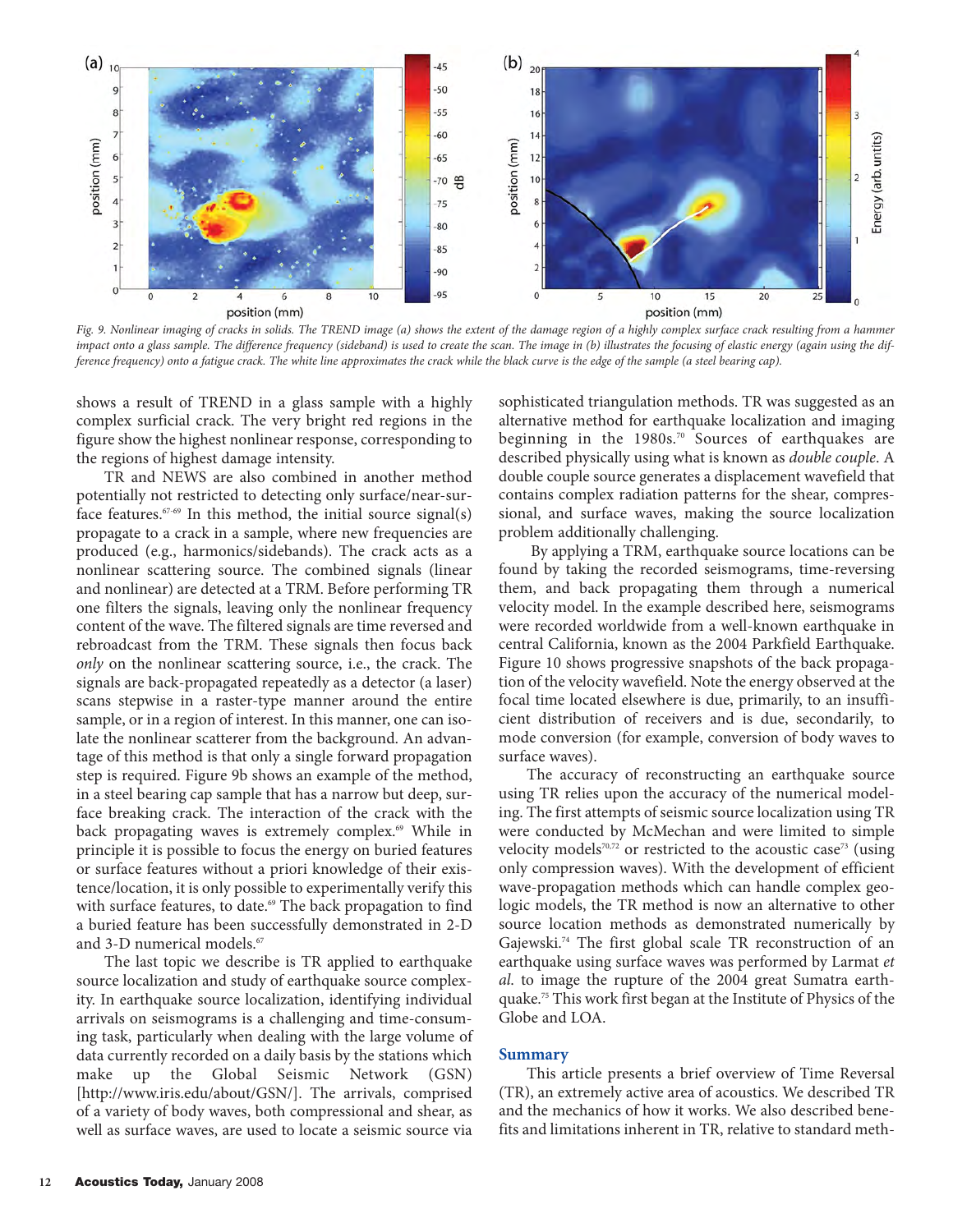(a)

position (mm)

10
9
8
7
6
5
4
3
2
1
0

0 2 4 6 8 10

position (mm)

-45
-50
-55
-60
-65
-70 dB
-75
-80
-85
-90
-95

(b)

position (mm)

20
18
16
14
12
10
8
6
4
2
0

0 5 10 15 20 25

position (mm)

4
3
2
1
0

Energy (arb. untits)

*Fig. 9. Nonlinear imaging of cracks in solids. The TREND image (a) shows the extent of the damage region of a highly complex surface crack resulting from a hammer impact onto a glass sample. The difference frequency (sideband) is used to create the scan. The image in (b) illustrates the focusing of elastic energy (again using the difference frequency) onto a fatigue crack. The white line approximates the crack while the black curve is the edge of the sample (a steel bearing cap).*

shows a result of TREND in a glass sample with a highly complex surficial crack. The very bright red regions in the figure show the highest nonlinear response, corresponding to the regions of highest damage intensity.

TR and NEWS are also combined in another method potentially not restricted to detecting only surface/near-surface features.[67-69] In this method, the initial source signal(s) propagate to a crack in a sample, where new frequencies are produced (e.g., harmonics/sidebands). The crack acts as a nonlinear scattering source. The combined signals (linear and nonlinear) are detected at a TRM. Before performing TR one filters the signals, leaving only the nonlinear frequency content of the wave. The filtered signals are time reversed and rebroadcast from the TRM. These signals then focus back *only* on the nonlinear scattering source, i.e., the crack. The signals are back-propagated repeatedly as a detector (a laser) scans stepwise in a raster-type manner around the entire sample, or in a region of interest. In this manner, one can isolate the nonlinear scatterer from the background. An advantage of this method is that only a single forward propagation step is required. Figure 9b shows an example of the method, in a steel bearing cap sample that has a narrow but deep, surface breaking crack. The interaction of the crack with the back propagating waves is extremely complex.[69] While in principle it is possible to focus the energy on buried features or surface features without a priori knowledge of their existence/location, it is only possible to experimentally verify this with surface features, to date.[69] The back propagation to find a buried feature has been successfully demonstrated in 2-D and 3-D numerical models.[67]

The last topic we describe is TR applied to earthquake source localization and study of earthquake source complexity. In earthquake source localization, identifying individual arrivals on seismograms is a challenging and time-consuming task, particularly when dealing with the large volume of data currently recorded on a daily basis by the stations which make up the Global Seismic Network (GSN) [http://www.iris.edu/about/GSN/]. The arrivals, comprised of a variety of body waves, both compressional and shear, as well as surface waves, are used to locate a seismic source via sophisticated triangulation methods. TR was suggested as an alternative method for earthquake localization and imaging beginning in the 1980s.[70] Sources of earthquakes are described physically using what is known as *double couple*. A double couple source generates a displacement wavefield that contains complex radiation patterns for the shear, compressional, and surface waves, making the source localization problem additionally challenging.

By applying a TRM, earthquake source locations can be found by taking the recorded seismograms, time-reversing them, and back propagating them through a numerical velocity model. In the example described here, seismograms were recorded worldwide from a well-known earthquake in central California, known as the 2004 Parkfield Earthquake. Figure 10 shows progressive snapshots of the back propagation of the velocity wavefield. Note the energy observed at the focal time located elsewhere is due, primarily, to an insufficient distribution of receivers and is due, secondarily, to mode conversion (for example, conversion of body waves to surface waves).

The accuracy of reconstructing an earthquake source using TR relies upon the accuracy of the numerical modeling. The first attempts of seismic source localization using TR were conducted by McMechan and were limited to simple velocity models[70,72] or restricted to the acoustic case[73] (using only compression waves). With the development of efficient wave-propagation methods which can handle complex geologic models, the TR method is now an alternative to other source location methods as demonstrated numerically by Gajewski.[74] The first global scale TR reconstruction of an earthquake using surface waves was performed by Larmat *et al.* to image the rupture of the 2004 great Sumatra earthquake.[75] This work first began at the Institute of Physics of the Globe and LOA.

## Summary

This article presents a brief overview of Time Reversal (TR), an extremely active area of acoustics. We described TR and the mechanics of how it works. We also described benefits and limitations inherent in TR, relative to standard meth-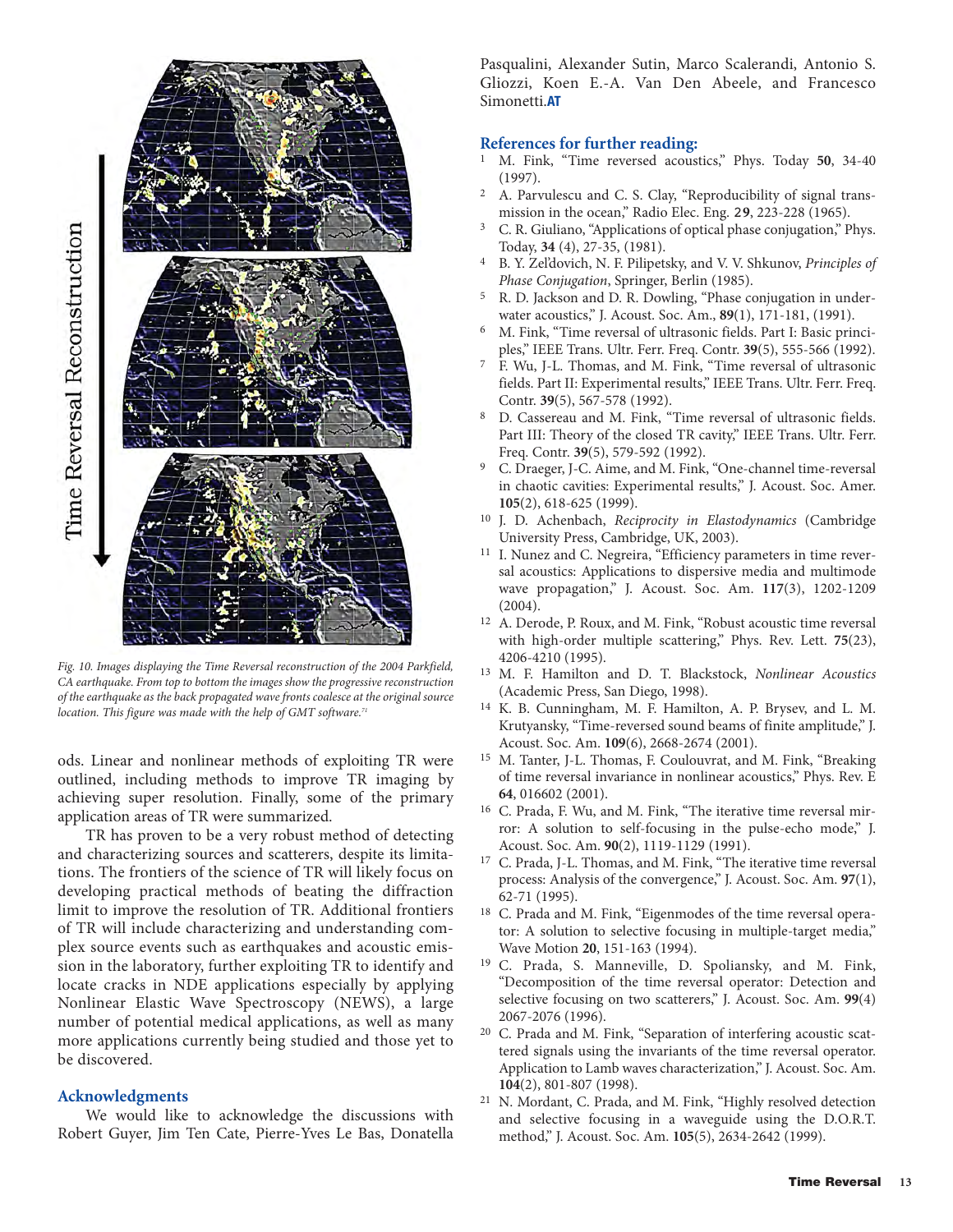Fig. 10. Images displaying the Time Reversal reconstruction of the 2004 Parkfield, CA earthquake. From top to bottom the images show the progressive reconstruction of the earthquake as the back propagated wave fronts coalesce at the original source location. This figure was made with the help of GMT software.[71]

ods. Linear and nonlinear methods of exploiting TR were outlined, including methods to improve TR imaging by achieving super resolution. Finally, some of the primary application areas of TR were summarized.

TR has proven to be a very robust method of detecting and characterizing sources and scatterers, despite its limitations. The frontiers of the science of TR will likely focus on developing practical methods of beating the diffraction limit to improve the resolution of TR. Additional frontiers of TR will include characterizing and understanding complex source events such as earthquakes and acoustic emission in the laboratory, further exploiting TR to identify and locate cracks in NDE applications especially by applying Nonlinear Elastic Wave Spectroscopy (NEWS), a large number of potential medical applications, as well as many more applications currently being studied and those yet to be discovered.

## Acknowledgments

We would like to acknowledge the discussions with Robert Guyer, Jim Ten Cate, Pierre-Yves Le Bas, Donatella Pasqualini, Alexander Sutin, Marco Scalerandi, Antonio S. Gliozzi, Koen E.-A. Van Den Abeele, and Francesco Simonetti. **AT**

## References for further reading:

1. M. Fink, "Time reversed acoustics," Phys. Today **50**, 34-40 (1997).
2. A. Parvulescu and C. S. Clay, "Reproducibility of signal transmission in the ocean," Radio Elec. Eng. **29**, 223-228 (1965).
3. C. R. Giuliano, "Applications of optical phase conjugation," Phys. Today, **34** (4), 27-35, (1981).
4. B. Y. Zel'dovich, N. F. Pilipetsky, and V. V. Shkunov, *Principles of Phase Conjugation*, Springer, Berlin (1985).
5. R. D. Jackson and D. R. Dowling, "Phase conjugation in underwater acoustics," J. Acoust. Soc. Am., **89**(1), 171-181, (1991).
6. M. Fink, "Time reversal of ultrasonic fields. Part I: Basic principles," IEEE Trans. Ultr. Ferr. Freq. Contr. **39**(5), 555-566 (1992).
7. F. Wu, J-L. Thomas, and M. Fink, "Time reversal of ultrasonic fields. Part II: Experimental results," IEEE Trans. Ultr. Ferr. Freq. Contr. **39**(5), 567-578 (1992).
8. D. Cassereau and M. Fink, "Time reversal of ultrasonic fields. Part III: Theory of the closed TR cavity," IEEE Trans. Ultr. Ferr. Freq. Contr. **39**(5), 579-592 (1992).
9. C. Draeger, J-C. Aime, and M. Fink, "One-channel time-reversal in chaotic cavities: Experimental results," J. Acoust. Soc. Amer. **105**(2), 618-625 (1999).
10. J. D. Achenbach, *Reciprocity in Elastodynamics* (Cambridge University Press, Cambridge, UK, 2003).
11. I. Nunez and C. Negreira, "Efficiency parameters in time reversal acoustics: Applications to dispersive media and multimode wave propagation," J. Acoust. Soc. Am. **117**(3), 1202-1209 (2004).
12. A. Derode, P. Roux, and M. Fink, "Robust acoustic time reversal with high-order multiple scattering," Phys. Rev. Lett. **75**(23), 4206-4210 (1995).
13. M. F. Hamilton and D. T. Blackstock, *Nonlinear Acoustics* (Academic Press, San Diego, 1998).
14. K. B. Cunningham, M. F. Hamilton, A. P. Brysev, and L. M. Krutyansky, "Time-reversed sound beams of finite amplitude," J. Acoust. Soc. Am. **109**(6), 2668-2674 (2001).
15. M. Tanter, J-L. Thomas, F. Coulouvrat, and M. Fink, "Breaking of time reversal invariance in nonlinear acoustics," Phys. Rev. E **64**, 016602 (2001).
16. C. Prada, F. Wu, and M. Fink, "The iterative time reversal mirror: A solution to self-focusing in the pulse-echo mode," J. Acoust. Soc. Am. **90**(2), 1119-1129 (1991).
17. C. Prada, J-L. Thomas, and M. Fink, "The iterative time reversal process: Analysis of the convergence," J. Acoust. Soc. Am. **97**(1), 62-71 (1995).
18. C. Prada and M. Fink, "Eigenmodes of the time reversal operator: A solution to selective focusing in multiple-target media," Wave Motion **20**, 151-163 (1994).
19. C. Prada, S. Manneville, D. Spoliansky, and M. Fink, "Decomposition of the time reversal operator: Detection and selective focusing on two scatterers," J. Acoust. Soc. Am. **99**(4) 2067-2076 (1996).
20. C. Prada and M. Fink, "Separation of interfering acoustic scattered signals using the invariants of the time reversal operator. Application to Lamb waves characterization," J. Acoust. Soc. Am. **104**(2), 801-807 (1998).
21. N. Mordant, C. Prada, and M. Fink, "Highly resolved detection and selective focusing in a waveguide using the D.O.R.T. method," J. Acoust. Soc. Am. **105**(5), 2634-2642 (1999).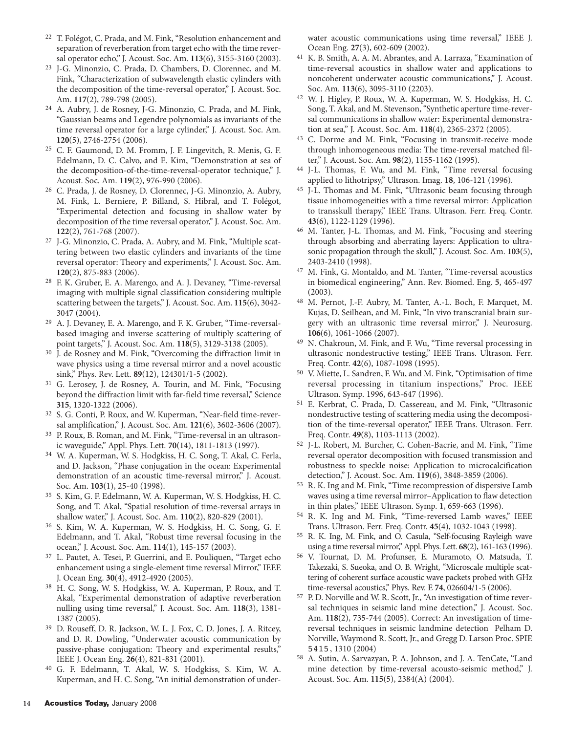22 T. Folégot, C. Prada, and M. Fink, "Resolution enhancement and separation of reverberation from target echo with the time reversal operator echo," J. Acoust. Soc. Am. **113**(6), 3155-3160 (2003).

23 J-G. Minonzio, C. Prada, D. Chambers, D. Clorennec, and M. Fink, "Characterization of subwavelength elastic cylinders with the decomposition of the time-reversal operator," J. Acoust. Soc. Am. **117**(2), 789-798 (2005).

24 A. Aubry, J. de Rosney, J-G. Minonzio, C. Prada, and M. Fink, "Gaussian beams and Legendre polynomials as invariants of the time reversal operator for a large cylinder," J. Acoust. Soc. Am. **120**(5), 2746-2754 (2006).

25 C. F. Gaumond, D. M. Fromm, J. F. Lingevitch, R. Menis, G. F. Edelmann, D. C. Calvo, and E. Kim, "Demonstration at sea of the decomposition-of-the-time-reversal-operator technique," J. Acoust. Soc. Am. **119**(2), 976-990 (2006).

26 C. Prada, J. de Rosney, D. Clorennec, J-G. Minonzio, A. Aubry, M. Fink, L. Berniere, P. Billand, S. Hibral, and T. Folégot, "Experimental detection and focusing in shallow water by decomposition of the time reversal operator," J. Acoust. Soc. Am. **122**(2), 761-768 (2007).

27 J-G. Minonzio, C. Prada, A. Aubry, and M. Fink, "Multiple scattering between two elastic cylinders and invariants of the time reversal operator: Theory and experiments," J. Acoust. Soc. Am. **120**(2), 875-883 (2006).

28 F. K. Gruber, E. A. Marengo, and A. J. Devaney, "Time-reversal imaging with multiple signal classification considering multiple scattering between the targets," J. Acoust. Soc. Am. **115**(6), 3042-3047 (2004).

29 A. J. Devaney, E. A. Marengo, and F. K. Gruber, "Time-reversal-based imaging and inverse scattering of multiply scattering of point targets," J. Acoust. Soc. Am. **118**(5), 3129-3138 (2005).

30 J. de Rosney and M. Fink, "Overcoming the diffraction limit in wave physics using a time reversal mirror and a novel acoustic sink," Phys. Rev. Lett. **89**(12), 124301/1-5 (2002).

31 G. Lerosey, J. de Rosney, A. Tourin, and M. Fink, "Focusing beyond the diffraction limit with far-field time reversal," Science **315**, 1320-1322 (2006).

32 S. G. Conti, P. Roux, and W. Kuperman, "Near-field time-reversal amplification," J. Acoust. Soc. Am. **121**(6), 3602-3606 (2007).

33 P. Roux, B. Roman, and M. Fink, "Time-reversal in an ultrasonic waveguide," Appl. Phys. Lett. **70**(14), 1811-1813 (1997).

34 W. A. Kuperman, W. S. Hodgkiss, H. C. Song, T. Akal, C. Ferla, and D. Jackson, "Phase conjugation in the ocean: Experimental demonstration of an acoustic time-reversal mirror," J. Acoust. Soc. Am. **103**(1), 25-40 (1998).

35 S. Kim, G. F. Edelmann, W. A. Kuperman, W. S. Hodgkiss, H. C. Song, and T. Akal, "Spatial resolution of time-reversal arrays in shallow water," J. Acoust. Soc. Am. **110**(2), 820-829 (2001).

36 S. Kim, W. A. Kuperman, W. S. Hodgkiss, H. C. Song, G. F. Edelmann, and T. Akal, "Robust time reversal focusing in the ocean," J. Acoust. Soc. Am. **114**(1), 145-157 (2003).

37 L. Pautet, A. Tesei, P. Guerrini, and E. Pouliquen, "Target echo enhancement using a single-element time reversal Mirror," IEEE J. Ocean Eng. **30**(4), 4912-4920 (2005).

38 H. C. Song, W. S. Hodgkiss, W. A. Kuperman, P. Roux, and T. Akal, "Experimental demonstration of adaptive reverberation nulling using time reversal," J. Acoust. Soc. Am. **118**(3), 1381-1387 (2005).

39 D. Rouseff, D. R. Jackson, W. L. J. Fox, C. D. Jones, J. A. Ritcey, and D. R. Dowling, "Underwater acoustic communication by passive-phase conjugation: Theory and experimental results," IEEE J. Ocean Eng. **26**(4), 821-831 (2001).

40 G. F. Edelmann, T. Akal, W. S. Hodgkiss, S. Kim, W. A. Kuperman, and H. C. Song, "An initial demonstration of underwater acoustic communications using time reversal," IEEE J. Ocean Eng. **27**(3), 602-609 (2002).

41 K. B. Smith, A. A. M. Abrantes, and A. Larraza, "Examination of time-reversal acoustics in shallow water and applications to noncoherent underwater acoustic communications," J. Acoust. Soc. Am. **113**(6), 3095-3110 (2203).

42 W. J. Higley, P. Roux, W. A. Kuperman, W. S. Hodgkiss, H. C. Song, T. Akal, and M. Stevenson, "Synthetic aperture time-reversal communications in shallow water: Experimental demonstration at sea," J. Acoust. Soc. Am. **118**(4), 2365-2372 (2005).

43 C. Dorme and M. Fink, "Focusing in transmit-receive mode through inhomogeneous media: The time-reversal matched filter," J. Acoust. Soc. Am. **98**(2), 1155-1162 (1995).

44 J-L. Thomas, F. Wu, and M. Fink, "Time reversal focusing applied to lithotripsy," Ultrason. Imag. **18**, 106-121 (1996).

45 J-L. Thomas and M. Fink, "Ultrasonic beam focusing through tissue inhomogeneities with a time reversal mirror: Application to transskull therapy," IEEE Trans. Ultrason. Ferr. Freq. Contr. **43**(6), 1122-1129 (1996).

46 M. Tanter, J-L. Thomas, and M. Fink, "Focusing and steering through absorbing and aberrating layers: Application to ultrasonic propagation through the skull," J. Acoust. Soc. Am. **103**(5), 2403-2410 (1998).

47 M. Fink, G. Montaldo, and M. Tanter, "Time-reversal acoustics in biomedical engineering," Ann. Rev. Biomed. Eng. **5**, 465-497 (2003).

48 M. Pernot, J.-F. Aubry, M. Tanter, A.-L. Boch, F. Marquet, M. Kujas, D. Seilhean, and M. Fink, "In vivo transcranial brain surgery with an ultrasonic time reversal mirror," J. Neurosurg. **106**(6), 1061-1066 (2007).

49 N. Chakroun, M. Fink, and F. Wu, "Time reversal processing in ultrasonic nondestructive testing," IEEE Trans. Ultrason. Ferr. Freq. Contr. **42**(6), 1087-1098 (1995).

50 V. Miette, L. Sandren, F. Wu, and M. Fink, "Optimisation of time reversal processing in titanium inspections," Proc. IEEE Ultrason. Symp. 1996, 643-647 (1996).

51 E. Kerbrat, C. Prada, D. Cassereau, and M. Fink, "Ultrasonic nondestructive testing of scattering media using the decomposition of the time-reversal operator," IEEE Trans. Ultrason. Ferr. Freq. Contr. **49**(8), 1103-1113 (2002).

52 J-L. Robert, M. Burcher, C. Cohen-Bacrie, and M. Fink, "Time reversal operator decomposition with focused transmission and robustness to speckle noise: Application to microcalcification detection," J. Acoust. Soc. Am. **119**(6), 3848-3859 (2006).

53 R. K. Ing and M. Fink, "Time recompression of dispersive Lamb waves using a time reversal mirror–Application to flaw detection in thin plates," IEEE Ultrason. Symp. **1**, 659-663 (1996).

54 R. K. Ing and M. Fink, "Time-reversed Lamb waves," IEEE Trans. Ultrason. Ferr. Freq. Contr. **45**(4), 1032-1043 (1998).

55 R. K. Ing, M. Fink, and O. Casula, "Self-focusing Rayleigh wave using a time reversal mirror," Appl. Phys. Lett. **68**(2), 161-163 (1996).

56 V. Tournat, D. M. Profunser, E. Muramoto, O. Matsuda, T. Takezaki, S. Sueoka, and O. B. Wright, "Microscale multiple scattering of coherent surface acoustic wave packets probed with GHz time-reversal acoustics," Phys. Rev. E **74**, 026604/1-5 (2006).

57 P. D. Norville and W. R. Scott, Jr., "An investigation of time reversal techniques in seismic land mine detection," J. Acoust. Soc. Am. **118**(2), 735-744 (2005). Correct: An investigation of time-reversal techniques in seismic landmine detection Pelham D. Norville, Waymond R. Scott, Jr., and Gregg D. Larson Proc. SPIE 5415, 1310 (2004)

58 A. Sutin, A. Sarvazyan, P. A. Johnson, and J. A. TenCate, "Land mine detection by time-reversal acousto-seismic method," J. Acoust. Soc. Am. **115**(5), 2384(A) (2004).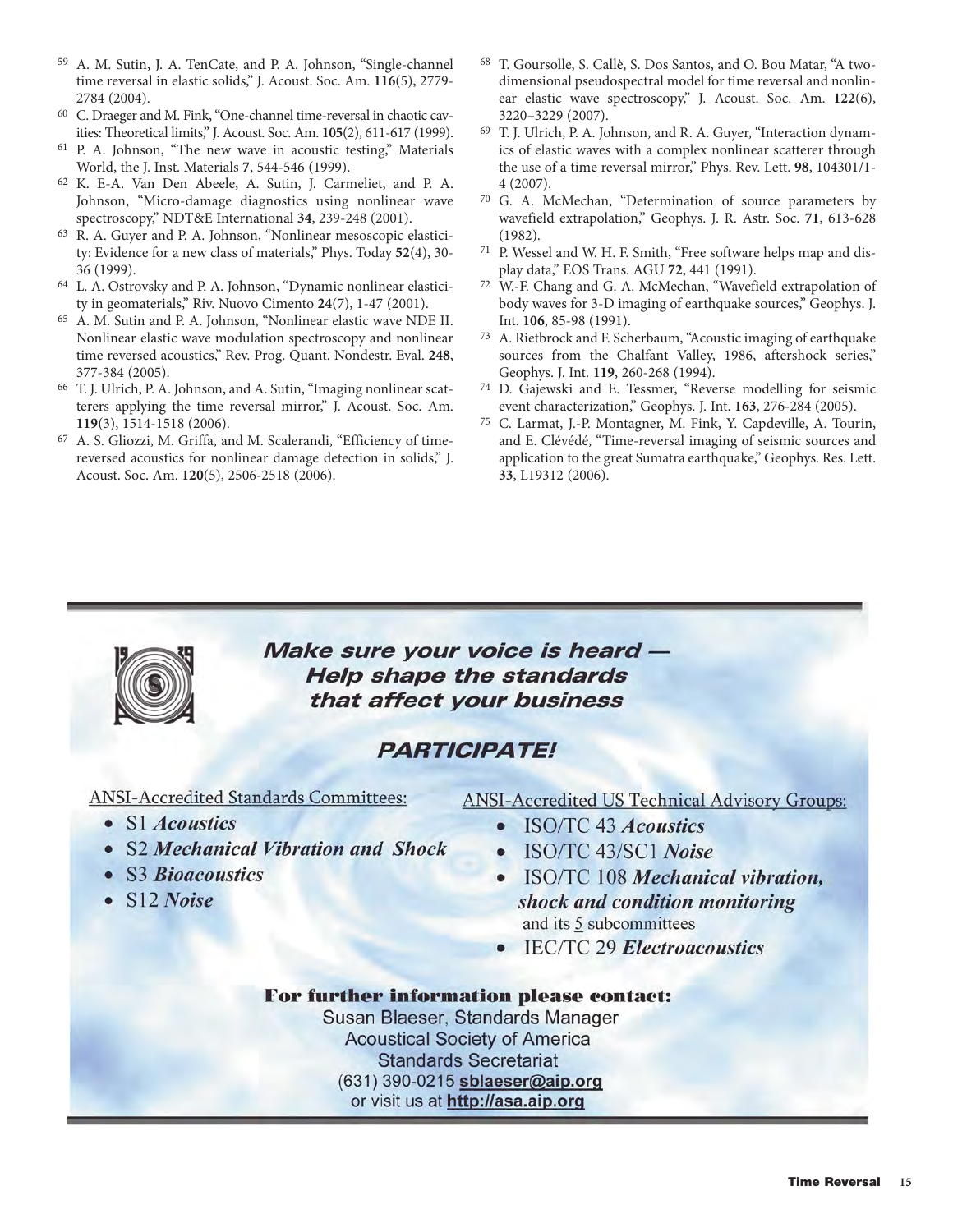59 A. M. Sutin, J. A. TenCate, and P. A. Johnson, "Single-channel time reversal in elastic solids," J. Acoust. Soc. Am. **116**(5), 2779-2784 (2004).

60 C. Draeger and M. Fink, "One-channel time-reversal in chaotic cavities: Theoretical limits," J. Acoust. Soc. Am. **105**(2), 611-617 (1999).

61 P. A. Johnson, "The new wave in acoustic testing," Materials World, the J. Inst. Materials **7**, 544-546 (1999).

62 K. E-A. Van Den Abeele, A. Sutin, J. Carmeliet, and P. A. Johnson, "Micro-damage diagnostics using nonlinear wave spectroscopy," NDT&E International **34**, 239-248 (2001).

63 R. A. Guyer and P. A. Johnson, "Nonlinear mesoscopic elasticity: Evidence for a new class of materials," Phys. Today **52**(4), 30-36 (1999).

64 L. A. Ostrovsky and P. A. Johnson, "Dynamic nonlinear elasticity in geomaterials," Riv. Nuovo Cimento **24**(7), 1-47 (2001).

65 A. M. Sutin and P. A. Johnson, "Nonlinear elastic wave NDE II. Nonlinear elastic wave modulation spectroscopy and nonlinear time reversed acoustics," Rev. Prog. Quant. Nondestr. Eval. **248**, 377-384 (2005).

66 T. J. Ulrich, P. A. Johnson, and A. Sutin, "Imaging nonlinear scatterers applying the time reversal mirror," J. Acoust. Soc. Am. **119**(3), 1514-1518 (2006).

67 A. S. Gliozzi, M. Griffa, and M. Scalerandi, "Efficiency of time-reversed acoustics for nonlinear damage detection in solids," J. Acoust. Soc. Am. **120**(5), 2506-2518 (2006).

68 T. Goursolle, S. Callè, S. Dos Santos, and O. Bou Matar, "A two-dimensional pseudospectral model for time reversal and nonlinear elastic wave spectroscopy," J. Acoust. Soc. Am. **122**(6), 3220–3229 (2007).

69 T. J. Ulrich, P. A. Johnson, and R. A. Guyer, "Interaction dynamics of elastic waves with a complex nonlinear scatterer through the use of a time reversal mirror," Phys. Rev. Lett. **98**, 104301/1-4 (2007).

70 G. A. McMechan, "Determination of source parameters by wavefield extrapolation," Geophys. J. R. Astr. Soc. **71**, 613-628 (1982).

71 P. Wessel and W. H. F. Smith, "Free software helps map and display data," EOS Trans. AGU **72**, 441 (1991).

72 W.-F. Chang and G. A. McMechan, "Wavefield extrapolation of body waves for 3-D imaging of earthquake sources," Geophys. J. Int. **106**, 85-98 (1991).

73 A. Rietbrock and F. Scherbaum, "Acoustic imaging of earthquake sources from the Chalfant Valley, 1986, aftershock series," Geophys. J. Int. **119**, 260-268 (1994).

74 D. Gajewski and E. Tessmer, "Reverse modelling for seismic event characterization," Geophys. J. Int. **163**, 276-284 (2005).

75 C. Larmat, J.-P. Montagner, M. Fink, Y. Capdeville, A. Tourin, and E. Clévédé, "Time-reversal imaging of seismic sources and application to the great Sumatra earthquake," Geophys. Res. Lett. **33**, L19312 (2006).

**Make sure your voice is heard — Help shape the standards that affect your business**

**PARTICIPATE!**

ANSI-Accredited Standards Committees:

- S1 *Acoustics*
- S2 *Mechanical Vibration and Shock*
- S3 *Bioacoustics*
- S12 *Noise*

ANSI-Accredited US Technical Advisory Groups:

- ISO/TC 43 *Acoustics*
- ISO/TC 43/SC1 *Noise*
- ISO/TC 108 *Mechanical vibration, shock and condition monitoring* and its 5 subcommittees
- IEC/TC 29 *Electroacoustics*

**For further information please contact:**
Susan Blaeser, Standards Manager
Acoustical Society of America
Standards Secretariat
(631) 390-0215 sblaeser@aip.org
or visit us at http://asa.aip.org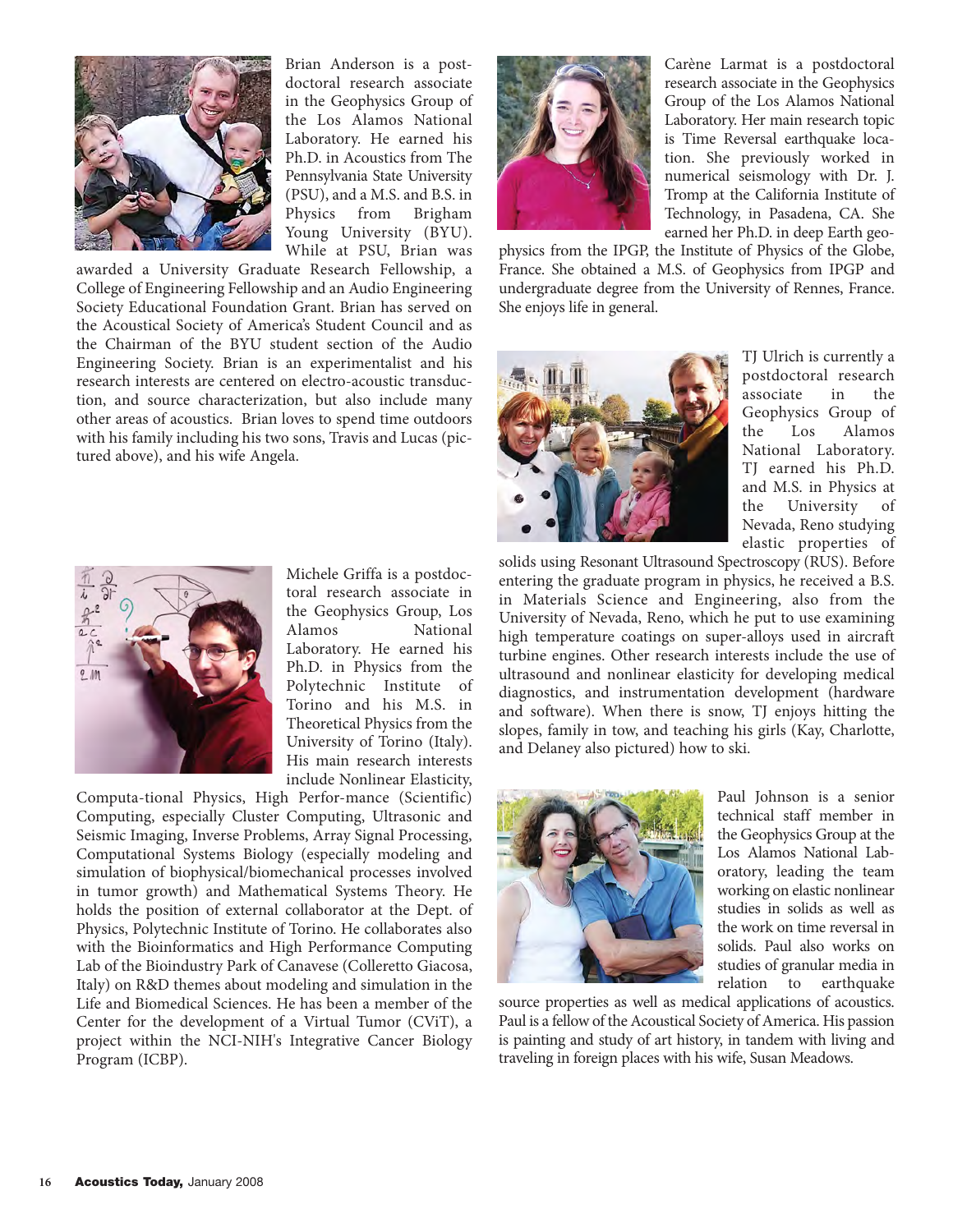Brian Anderson is a postdoctoral research associate in the Geophysics Group of the Los Alamos National Laboratory. He earned his Ph.D. in Acoustics from The Pennsylvania State University (PSU), and a M.S. and B.S. in Physics from Brigham Young University (BYU). While at PSU, Brian was awarded a University Graduate Research Fellowship, a College of Engineering Fellowship and an Audio Engineering Society Educational Foundation Grant. Brian has served on the Acoustical Society of America's Student Council and as the Chairman of the BYU student section of the Audio Engineering Society. Brian is an experimentalist and his research interests are centered on electro-acoustic transduction, and source characterization, but also include many other areas of acoustics. Brian loves to spend time outdoors with his family including his two sons, Travis and Lucas (pictured above), and his wife Angela.

Michele Griffa is a postdoctoral research associate in the Geophysics Group, Los Alamos National Laboratory. He earned his Ph.D. in Physics from the Polytechnic Institute of Torino and his M.S. in Theoretical Physics from the University of Torino (Italy). His main research interests include Nonlinear Elasticity, Computa-tional Physics, High Perfor-mance (Scientific) Computing, especially Cluster Computing, Ultrasonic and Seismic Imaging, Inverse Problems, Array Signal Processing, Computational Systems Biology (especially modeling and simulation of biophysical/biomechanical processes involved in tumor growth) and Mathematical Systems Theory. He holds the position of external collaborator at the Dept. of Physics, Polytechnic Institute of Torino. He collaborates also with the Bioinformatics and High Performance Computing Lab of the Bioindustry Park of Canavese (Colleretto Giacosa, Italy) on R&D themes about modeling and simulation in the Life and Biomedical Sciences. He has been a member of the Center for the development of a Virtual Tumor (CViT), a project within the NCI-NIH's Integrative Cancer Biology Program (ICBP).

Carène Larmat is a postdoctoral research associate in the Geophysics Group of the Los Alamos National Laboratory. Her main research topic is Time Reversal earthquake location. She previously worked in numerical seismology with Dr. J. Tromp at the California Institute of Technology, in Pasadena, CA. She earned her Ph.D. in deep Earth geophysics from the IPGP, the Institute of Physics of the Globe, France. She obtained a M.S. of Geophysics from IPGP and undergraduate degree from the University of Rennes, France. She enjoys life in general.

TJ Ulrich is currently a postdoctoral research associate in the Geophysics Group of the Los Alamos National Laboratory. TJ earned his Ph.D. and M.S. in Physics at the University of Nevada, Reno studying elastic properties of solids using Resonant Ultrasound Spectroscopy (RUS). Before entering the graduate program in physics, he received a B.S. in Materials Science and Engineering, also from the University of Nevada, Reno, which he put to use examining high temperature coatings on super-alloys used in aircraft turbine engines. Other research interests include the use of ultrasound and nonlinear elasticity for developing medical diagnostics, and instrumentation development (hardware and software). When there is snow, TJ enjoys hitting the slopes, family in tow, and teaching his girls (Kay, Charlotte, and Delaney also pictured) how to ski.

Paul Johnson is a senior technical staff member in the Geophysics Group at the Los Alamos National Laboratory, leading the team working on elastic nonlinear studies in solids as well as the work on time reversal in solids. Paul also works on studies of granular media in relation to earthquake source properties as well as medical applications of acoustics. Paul is a fellow of the Acoustical Society of America. His passion is painting and study of art history, in tandem with living and traveling in foreign places with his wife, Susan Meadows.